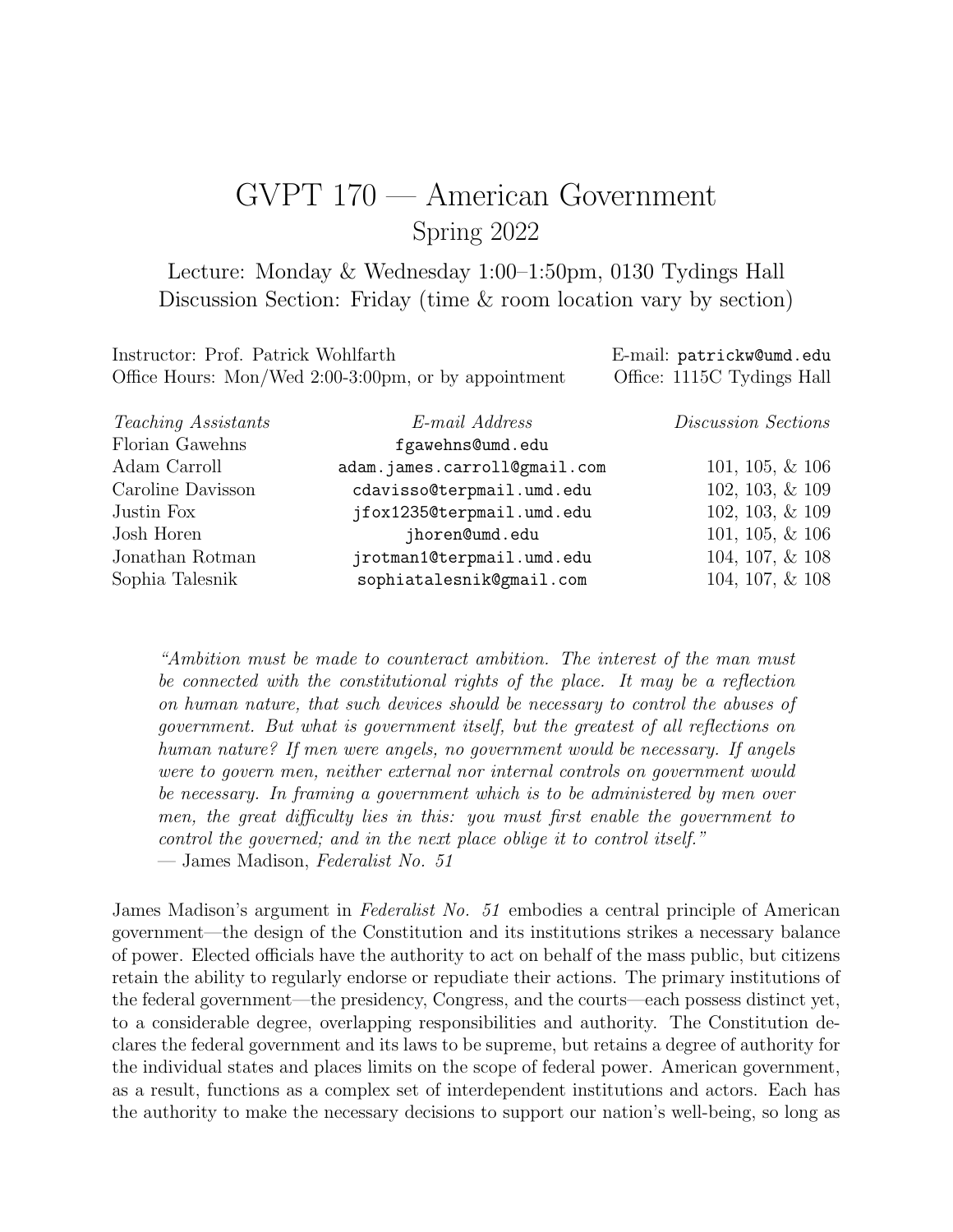# GVPT 170 — American Government

## Spring 2022

Lecture: Monday & Wednesday 1:00–1:50pm, 0130 Tydings Hall
Discussion Section: Friday (time & room location vary by section)

Instructor: Prof. Patrick Wohlfarth — E-mail: `patrickw@umd.edu`
Office Hours: Mon/Wed 2:00-3:00pm, or by appointment — Office: 1115C Tydings Hall

| *Teaching Assistants* | *E-mail Address* | *Discussion Sections* |
|---|---|---|
| Florian Gawehns | `fgawehns@umd.edu` | |
| Adam Carroll | `adam.james.carroll@gmail.com` | 101, 105, & 106 |
| Caroline Davisson | `cdavisso@terpmail.umd.edu` | 102, 103, & 109 |
| Justin Fox | `jfox1235@terpmail.umd.edu` | 102, 103, & 109 |
| Josh Horen | `jhoren@umd.edu` | 101, 105, & 106 |
| Jonathan Rotman | `jrotman1@terpmail.umd.edu` | 104, 107, & 108 |
| Sophia Talesnik | `sophiatalesnik@gmail.com` | 104, 107, & 108 |

> *"Ambition must be made to counteract ambition. The interest of the man must be connected with the constitutional rights of the place. It may be a reflection on human nature, that such devices should be necessary to control the abuses of government. But what is government itself, but the greatest of all reflections on human nature? If men were angels, no government would be necessary. If angels were to govern men, neither external nor internal controls on government would be necessary. In framing a government which is to be administered by men over men, the great difficulty lies in this: you must first enable the government to control the governed; and in the next place oblige it to control itself."*
> — James Madison, *Federalist No. 51*

James Madison's argument in *Federalist No. 51* embodies a central principle of American government—the design of the Constitution and its institutions strikes a necessary balance of power. Elected officials have the authority to act on behalf of the mass public, but citizens retain the ability to regularly endorse or repudiate their actions. The primary institutions of the federal government—the presidency, Congress, and the courts—each possess distinct yet, to a considerable degree, overlapping responsibilities and authority. The Constitution declares the federal government and its laws to be supreme, but retains a degree of authority for the individual states and places limits on the scope of federal power. American government, as a result, functions as a complex set of interdependent institutions and actors. Each has the authority to make the necessary decisions to support our nation's well-being, so long as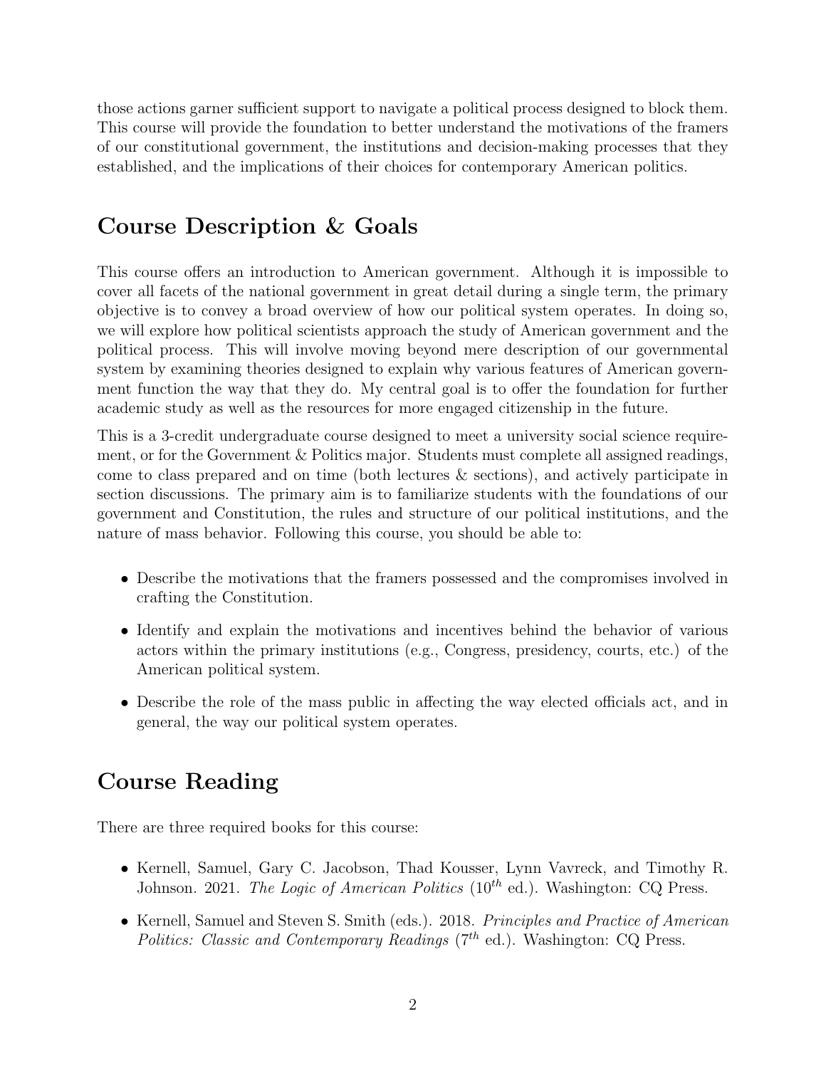those actions garner sufficient support to navigate a political process designed to block them. This course will provide the foundation to better understand the motivations of the framers of our constitutional government, the institutions and decision-making processes that they established, and the implications of their choices for contemporary American politics.

## Course Description & Goals

This course offers an introduction to American government. Although it is impossible to cover all facets of the national government in great detail during a single term, the primary objective is to convey a broad overview of how our political system operates. In doing so, we will explore how political scientists approach the study of American government and the political process. This will involve moving beyond mere description of our governmental system by examining theories designed to explain why various features of American government function the way that they do. My central goal is to offer the foundation for further academic study as well as the resources for more engaged citizenship in the future.

This is a 3-credit undergraduate course designed to meet a university social science requirement, or for the Government & Politics major. Students must complete all assigned readings, come to class prepared and on time (both lectures & sections), and actively participate in section discussions. The primary aim is to familiarize students with the foundations of our government and Constitution, the rules and structure of our political institutions, and the nature of mass behavior. Following this course, you should be able to:

- Describe the motivations that the framers possessed and the compromises involved in crafting the Constitution.
- Identify and explain the motivations and incentives behind the behavior of various actors within the primary institutions (e.g., Congress, presidency, courts, etc.) of the American political system.
- Describe the role of the mass public in affecting the way elected officials act, and in general, the way our political system operates.

## Course Reading

There are three required books for this course:

- Kernell, Samuel, Gary C. Jacobson, Thad Kousser, Lynn Vavreck, and Timothy R. Johnson. 2021. *The Logic of American Politics* ($10^{th}$ ed.). Washington: CQ Press.
- Kernell, Samuel and Steven S. Smith (eds.). 2018. *Principles and Practice of American Politics: Classic and Contemporary Readings* ($7^{th}$ ed.). Washington: CQ Press.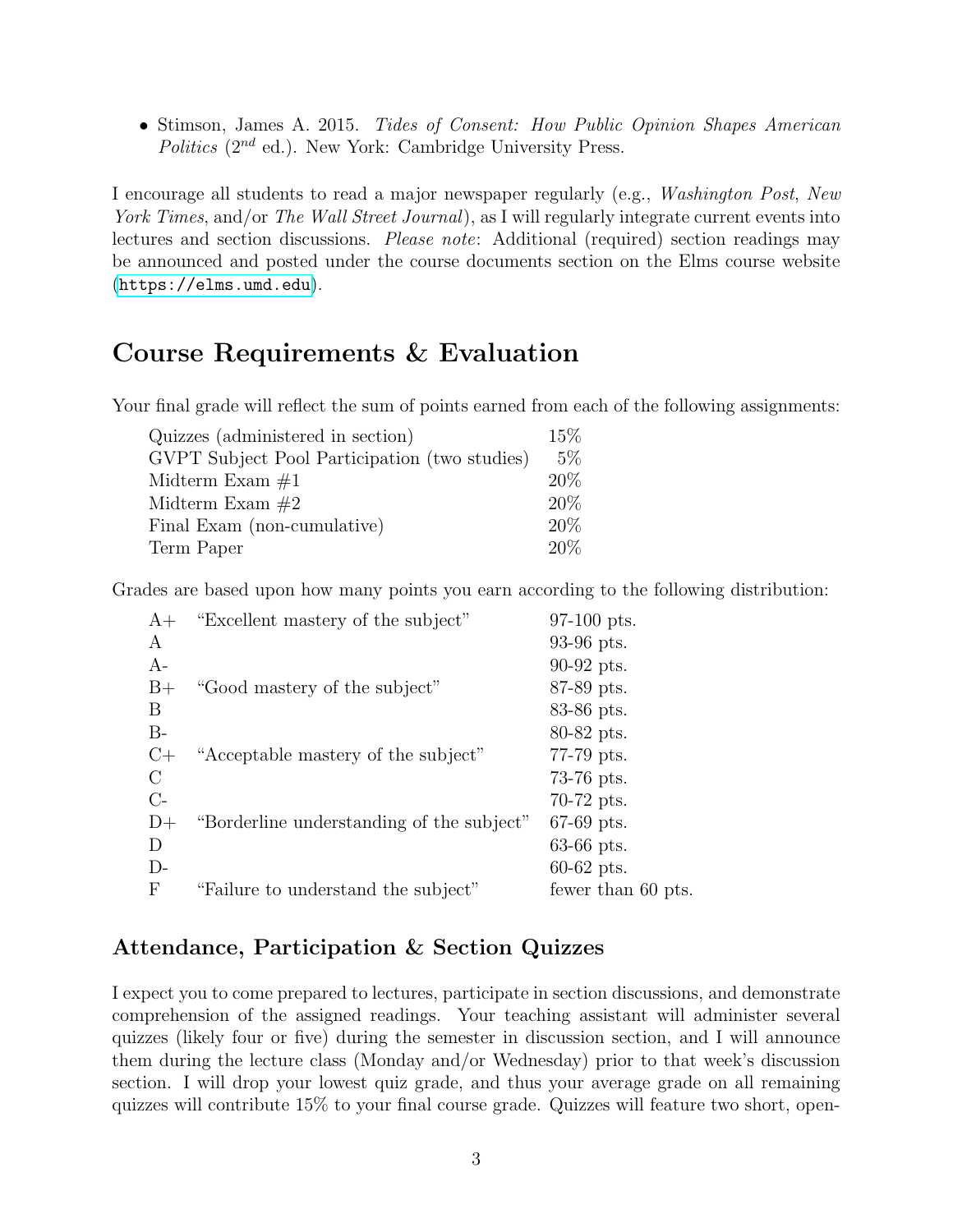- Stimson, James A. 2015. *Tides of Consent: How Public Opinion Shapes American Politics* ($2^{nd}$ ed.). New York: Cambridge University Press.

I encourage all students to read a major newspaper regularly (e.g., *Washington Post*, *New York Times*, and/or *The Wall Street Journal*), as I will regularly integrate current events into lectures and section discussions. *Please note*: Additional (required) section readings may be announced and posted under the course documents section on the Elms course website (https://elms.umd.edu).

# Course Requirements & Evaluation

Your final grade will reflect the sum of points earned from each of the following assignments:

| Assignment | Weight |
|---|---|
| Quizzes (administered in section) | 15% |
| GVPT Subject Pool Participation (two studies) | 5% |
| Midterm Exam #1 | 20% |
| Midterm Exam #2 | 20% |
| Final Exam (non-cumulative) | 20% |
| Term Paper | 20% |

Grades are based upon how many points you earn according to the following distribution:

| Grade | Description | Points |
|---|---|---|
| A+ | "Excellent mastery of the subject" | 97-100 pts. |
| A | | 93-96 pts. |
| A- | | 90-92 pts. |
| B+ | "Good mastery of the subject" | 87-89 pts. |
| B | | 83-86 pts. |
| B- | | 80-82 pts. |
| C+ | "Acceptable mastery of the subject" | 77-79 pts. |
| C | | 73-76 pts. |
| C- | | 70-72 pts. |
| D+ | "Borderline understanding of the subject" | 67-69 pts. |
| D | | 63-66 pts. |
| D- | | 60-62 pts. |
| F | "Failure to understand the subject" | fewer than 60 pts. |

## Attendance, Participation & Section Quizzes

I expect you to come prepared to lectures, participate in section discussions, and demonstrate comprehension of the assigned readings. Your teaching assistant will administer several quizzes (likely four or five) during the semester in discussion section, and I will announce them during the lecture class (Monday and/or Wednesday) prior to that week's discussion section. I will drop your lowest quiz grade, and thus your average grade on all remaining quizzes will contribute 15% to your final course grade. Quizzes will feature two short, open-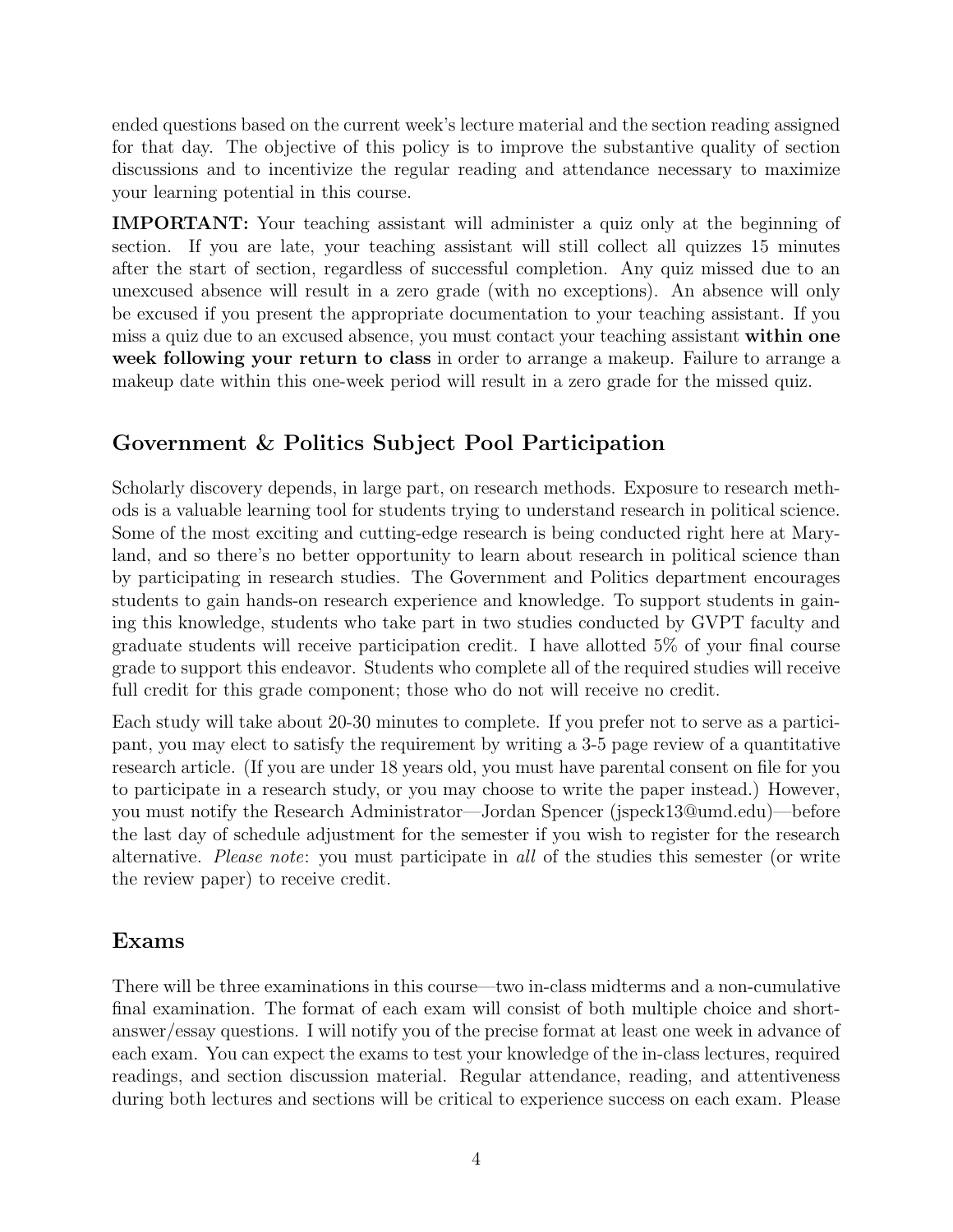ended questions based on the current week's lecture material and the section reading assigned for that day. The objective of this policy is to improve the substantive quality of section discussions and to incentivize the regular reading and attendance necessary to maximize your learning potential in this course.

**IMPORTANT:** Your teaching assistant will administer a quiz only at the beginning of section. If you are late, your teaching assistant will still collect all quizzes 15 minutes after the start of section, regardless of successful completion. Any quiz missed due to an unexcused absence will result in a zero grade (with no exceptions). An absence will only be excused if you present the appropriate documentation to your teaching assistant. If you miss a quiz due to an excused absence, you must contact your teaching assistant **within one week following your return to class** in order to arrange a makeup. Failure to arrange a makeup date within this one-week period will result in a zero grade for the missed quiz.

## Government & Politics Subject Pool Participation

Scholarly discovery depends, in large part, on research methods. Exposure to research methods is a valuable learning tool for students trying to understand research in political science. Some of the most exciting and cutting-edge research is being conducted right here at Maryland, and so there's no better opportunity to learn about research in political science than by participating in research studies. The Government and Politics department encourages students to gain hands-on research experience and knowledge. To support students in gaining this knowledge, students who take part in two studies conducted by GVPT faculty and graduate students will receive participation credit. I have allotted 5% of your final course grade to support this endeavor. Students who complete all of the required studies will receive full credit for this grade component; those who do not will receive no credit.

Each study will take about 20-30 minutes to complete. If you prefer not to serve as a participant, you may elect to satisfy the requirement by writing a 3-5 page review of a quantitative research article. (If you are under 18 years old, you must have parental consent on file for you to participate in a research study, or you may choose to write the paper instead.) However, you must notify the Research Administrator—Jordan Spencer (jspeck13@umd.edu)—before the last day of schedule adjustment for the semester if you wish to register for the research alternative. *Please note*: you must participate in *all* of the studies this semester (or write the review paper) to receive credit.

## Exams

There will be three examinations in this course—two in-class midterms and a non-cumulative final examination. The format of each exam will consist of both multiple choice and short-answer/essay questions. I will notify you of the precise format at least one week in advance of each exam. You can expect the exams to test your knowledge of the in-class lectures, required readings, and section discussion material. Regular attendance, reading, and attentiveness during both lectures and sections will be critical to experience success on each exam. Please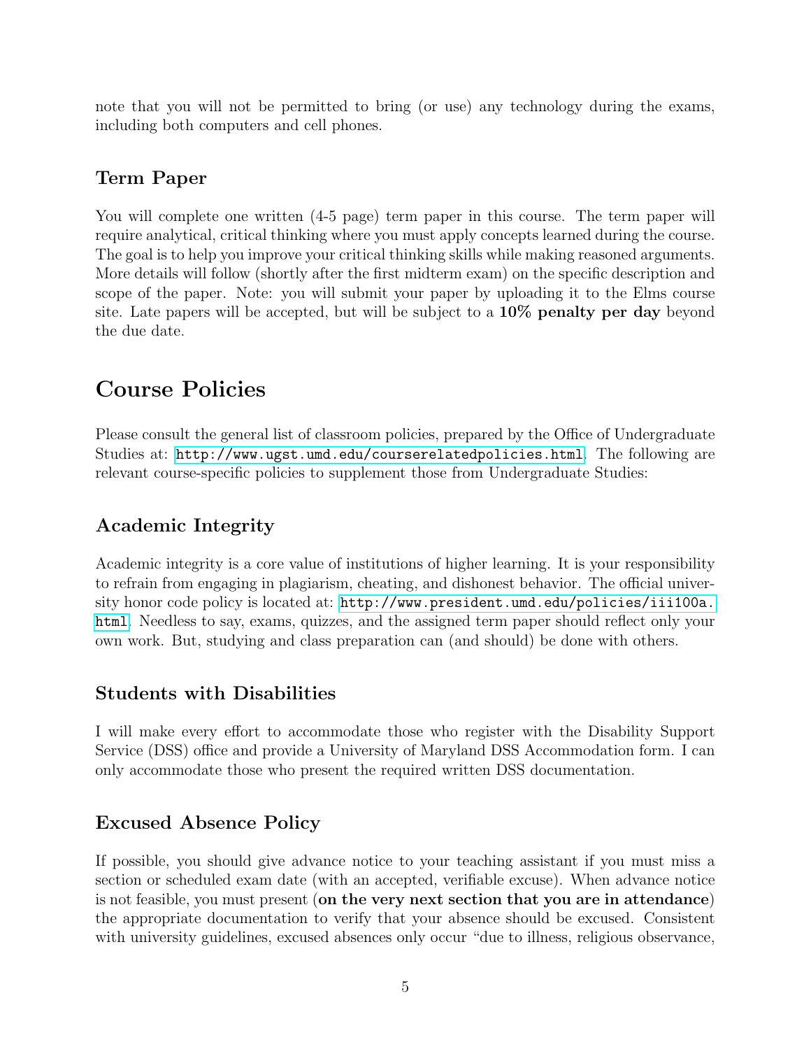note that you will not be permitted to bring (or use) any technology during the exams, including both computers and cell phones.

### Term Paper

You will complete one written (4-5 page) term paper in this course. The term paper will require analytical, critical thinking where you must apply concepts learned during the course. The goal is to help you improve your critical thinking skills while making reasoned arguments. More details will follow (shortly after the first midterm exam) on the specific description and scope of the paper. Note: you will submit your paper by uploading it to the Elms course site. Late papers will be accepted, but will be subject to a **10% penalty per day** beyond the due date.

## Course Policies

Please consult the general list of classroom policies, prepared by the Office of Undergraduate Studies at: `http://www.ugst.umd.edu/courserelatedpolicies.html`. The following are relevant course-specific policies to supplement those from Undergraduate Studies:

### Academic Integrity

Academic integrity is a core value of institutions of higher learning. It is your responsibility to refrain from engaging in plagiarism, cheating, and dishonest behavior. The official university honor code policy is located at: `http://www.president.umd.edu/policies/iii100a.html`. Needless to say, exams, quizzes, and the assigned term paper should reflect only your own work. But, studying and class preparation can (and should) be done with others.

### Students with Disabilities

I will make every effort to accommodate those who register with the Disability Support Service (DSS) office and provide a University of Maryland DSS Accommodation form. I can only accommodate those who present the required written DSS documentation.

### Excused Absence Policy

If possible, you should give advance notice to your teaching assistant if you must miss a section or scheduled exam date (with an accepted, verifiable excuse). When advance notice is not feasible, you must present (**on the very next section that you are in attendance**) the appropriate documentation to verify that your absence should be excused. Consistent with university guidelines, excused absences only occur "due to illness, religious observance,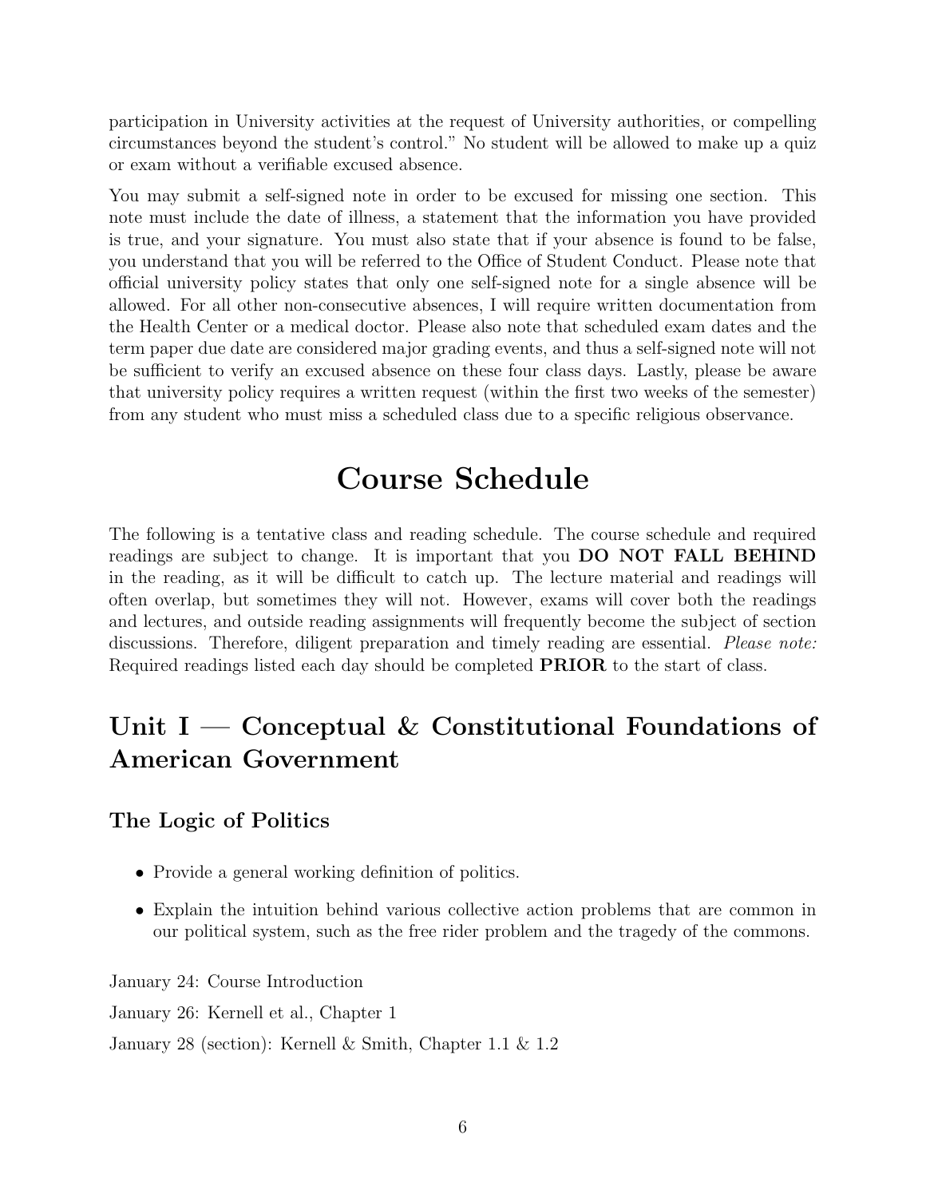participation in University activities at the request of University authorities, or compelling circumstances beyond the student's control." No student will be allowed to make up a quiz or exam without a verifiable excused absence.

You may submit a self-signed note in order to be excused for missing one section. This note must include the date of illness, a statement that the information you have provided is true, and your signature. You must also state that if your absence is found to be false, you understand that you will be referred to the Office of Student Conduct. Please note that official university policy states that only one self-signed note for a single absence will be allowed. For all other non-consecutive absences, I will require written documentation from the Health Center or a medical doctor. Please also note that scheduled exam dates and the term paper due date are considered major grading events, and thus a self-signed note will not be sufficient to verify an excused absence on these four class days. Lastly, please be aware that university policy requires a written request (within the first two weeks of the semester) from any student who must miss a scheduled class due to a specific religious observance.

# Course Schedule

The following is a tentative class and reading schedule. The course schedule and required readings are subject to change. It is important that you **DO NOT FALL BEHIND** in the reading, as it will be difficult to catch up. The lecture material and readings will often overlap, but sometimes they will not. However, exams will cover both the readings and lectures, and outside reading assignments will frequently become the subject of section discussions. Therefore, diligent preparation and timely reading are essential. *Please note:* Required readings listed each day should be completed **PRIOR** to the start of class.

## Unit I — Conceptual & Constitutional Foundations of American Government

### The Logic of Politics

- Provide a general working definition of politics.
- Explain the intuition behind various collective action problems that are common in our political system, such as the free rider problem and the tragedy of the commons.

January 24: Course Introduction

January 26: Kernell et al., Chapter 1

January 28 (section): Kernell & Smith, Chapter 1.1 & 1.2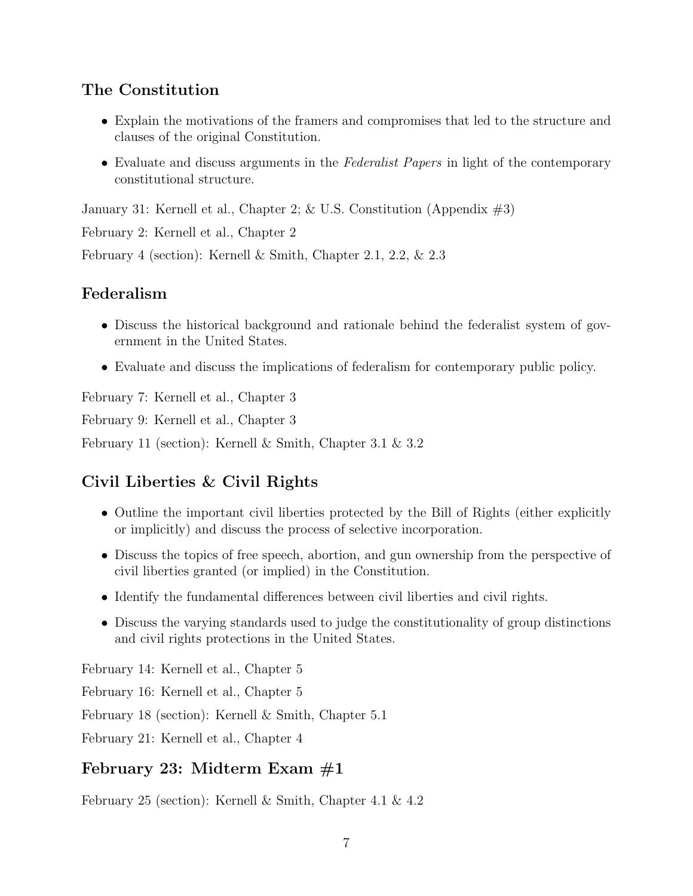## The Constitution

- Explain the motivations of the framers and compromises that led to the structure and clauses of the original Constitution.
- Evaluate and discuss arguments in the *Federalist Papers* in light of the contemporary constitutional structure.

January 31: Kernell et al., Chapter 2; & U.S. Constitution (Appendix #3)

February 2: Kernell et al., Chapter 2

February 4 (section): Kernell & Smith, Chapter 2.1, 2.2, & 2.3

## Federalism

- Discuss the historical background and rationale behind the federalist system of government in the United States.
- Evaluate and discuss the implications of federalism for contemporary public policy.

February 7: Kernell et al., Chapter 3

February 9: Kernell et al., Chapter 3

February 11 (section): Kernell & Smith, Chapter 3.1 & 3.2

## Civil Liberties & Civil Rights

- Outline the important civil liberties protected by the Bill of Rights (either explicitly or implicitly) and discuss the process of selective incorporation.
- Discuss the topics of free speech, abortion, and gun ownership from the perspective of civil liberties granted (or implied) in the Constitution.
- Identify the fundamental differences between civil liberties and civil rights.
- Discuss the varying standards used to judge the constitutionality of group distinctions and civil rights protections in the United States.

February 14: Kernell et al., Chapter 5

February 16: Kernell et al., Chapter 5

February 18 (section): Kernell & Smith, Chapter 5.1

February 21: Kernell et al., Chapter 4

## February 23: Midterm Exam #1

February 25 (section): Kernell & Smith, Chapter 4.1 & 4.2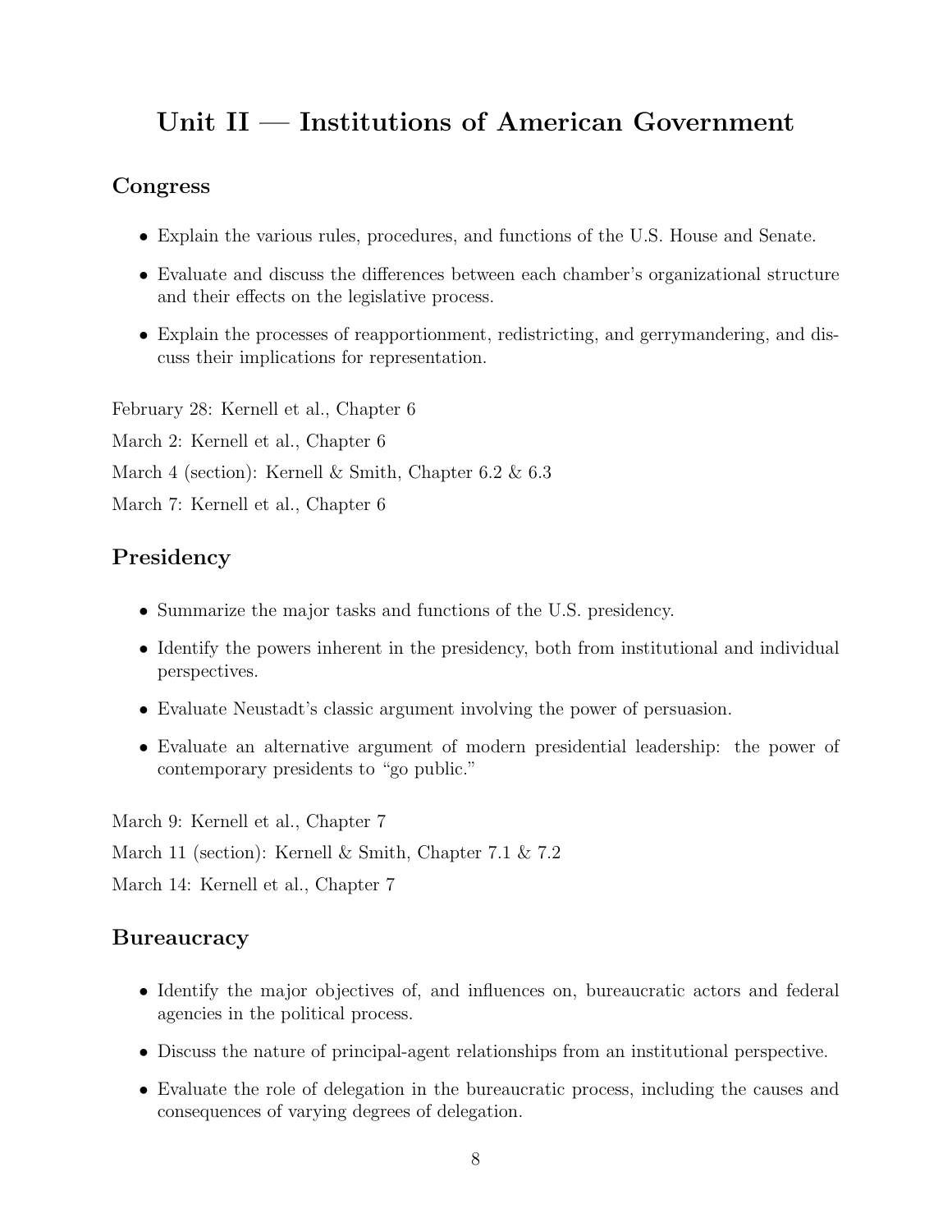# Unit II — Institutions of American Government

## Congress

- Explain the various rules, procedures, and functions of the U.S. House and Senate.
- Evaluate and discuss the differences between each chamber's organizational structure and their effects on the legislative process.
- Explain the processes of reapportionment, redistricting, and gerrymandering, and discuss their implications for representation.

February 28: Kernell et al., Chapter 6

March 2: Kernell et al., Chapter 6

March 4 (section): Kernell & Smith, Chapter 6.2 & 6.3

March 7: Kernell et al., Chapter 6

## Presidency

- Summarize the major tasks and functions of the U.S. presidency.
- Identify the powers inherent in the presidency, both from institutional and individual perspectives.
- Evaluate Neustadt's classic argument involving the power of persuasion.
- Evaluate an alternative argument of modern presidential leadership: the power of contemporary presidents to "go public."

March 9: Kernell et al., Chapter 7

March 11 (section): Kernell & Smith, Chapter 7.1 & 7.2

March 14: Kernell et al., Chapter 7

## Bureaucracy

- Identify the major objectives of, and influences on, bureaucratic actors and federal agencies in the political process.
- Discuss the nature of principal-agent relationships from an institutional perspective.
- Evaluate the role of delegation in the bureaucratic process, including the causes and consequences of varying degrees of delegation.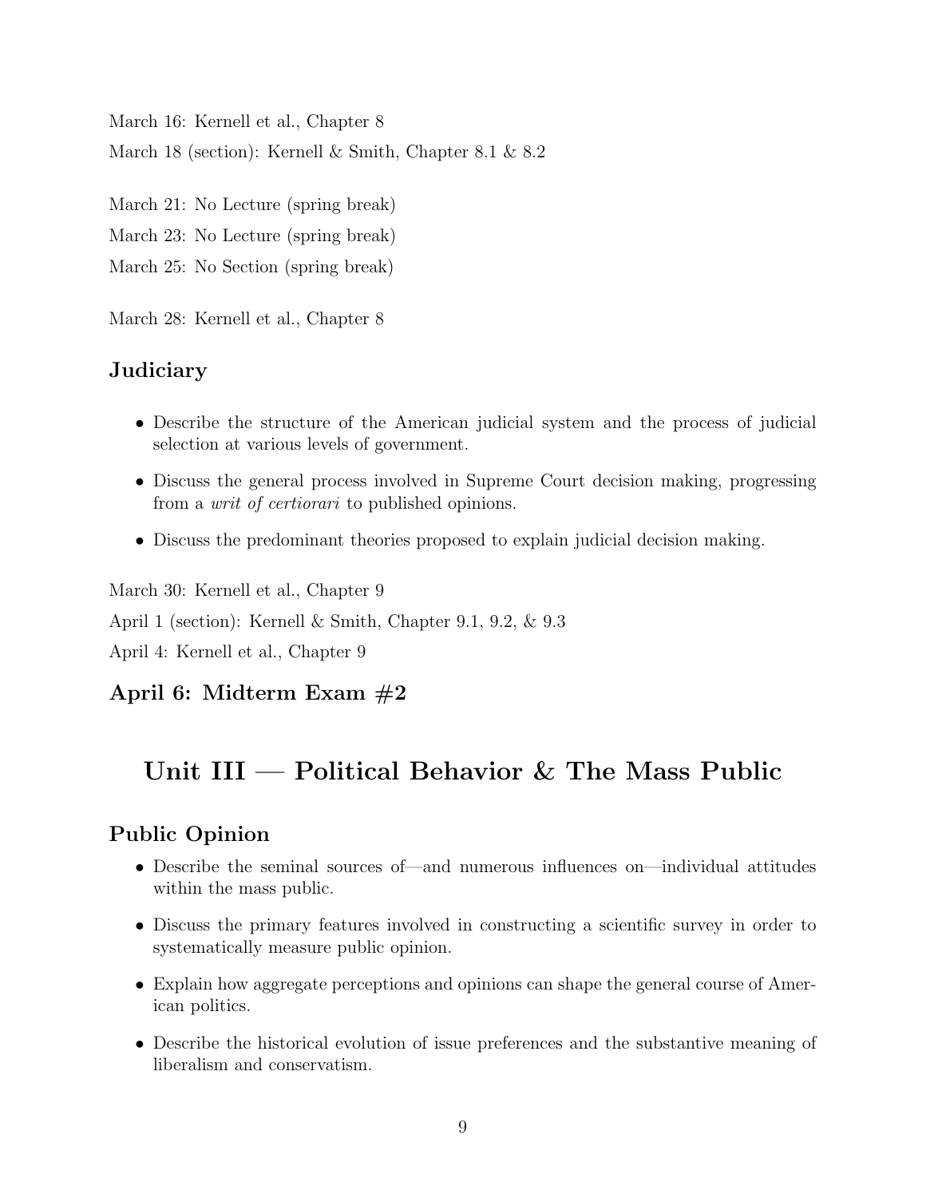March 16: Kernell et al., Chapter 8

March 18 (section): Kernell & Smith, Chapter 8.1 & 8.2

March 21: No Lecture (spring break)

March 23: No Lecture (spring break)

March 25: No Section (spring break)

March 28: Kernell et al., Chapter 8

### Judiciary

- Describe the structure of the American judicial system and the process of judicial selection at various levels of government.
- Discuss the general process involved in Supreme Court decision making, progressing from a *writ of certiorari* to published opinions.
- Discuss the predominant theories proposed to explain judicial decision making.

March 30: Kernell et al., Chapter 9

April 1 (section): Kernell & Smith, Chapter 9.1, 9.2, & 9.3

April 4: Kernell et al., Chapter 9

### April 6: Midterm Exam #2

## Unit III — Political Behavior & The Mass Public

### Public Opinion

- Describe the seminal sources of—and numerous influences on—individual attitudes within the mass public.
- Discuss the primary features involved in constructing a scientific survey in order to systematically measure public opinion.
- Explain how aggregate perceptions and opinions can shape the general course of American politics.
- Describe the historical evolution of issue preferences and the substantive meaning of liberalism and conservatism.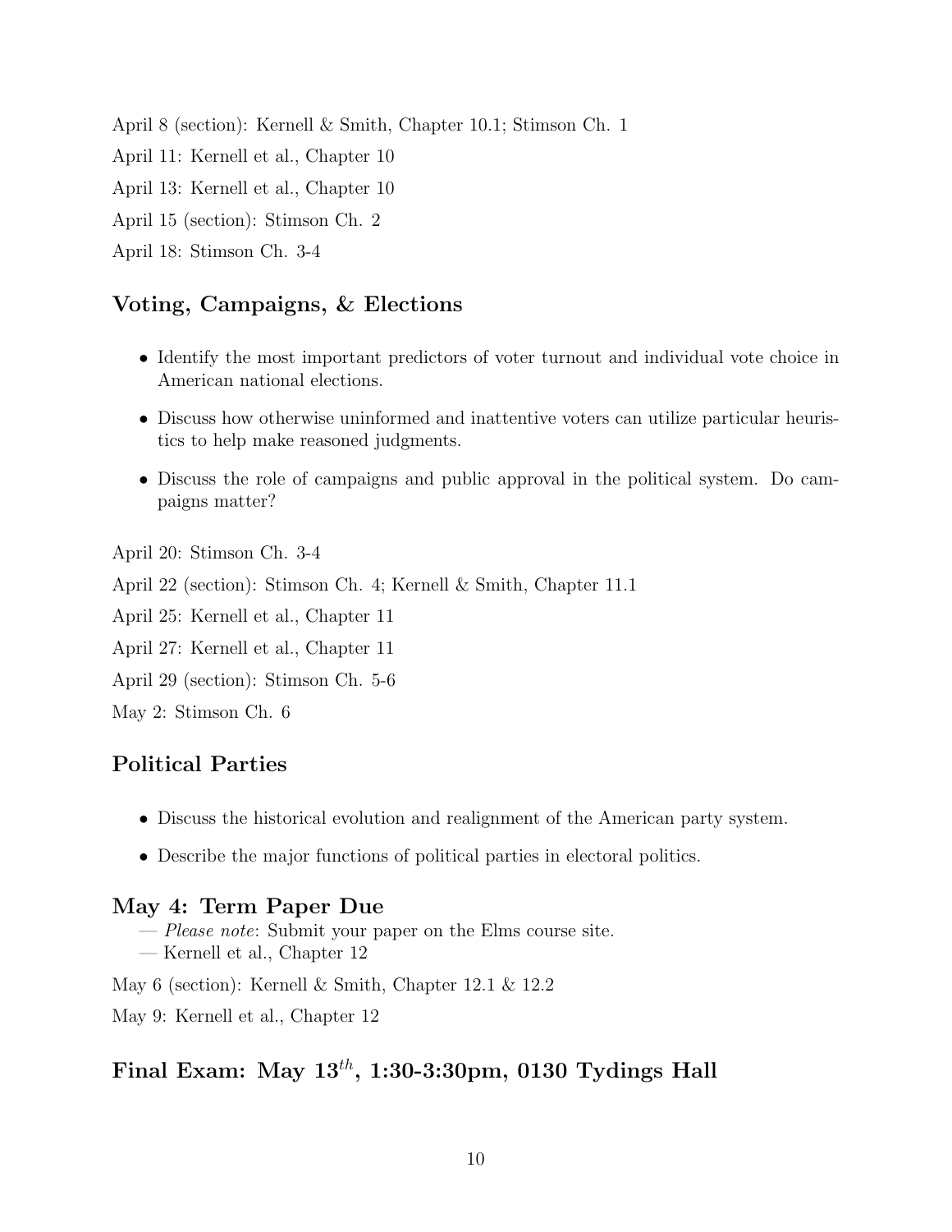April 8 (section): Kernell & Smith, Chapter 10.1; Stimson Ch. 1

April 11: Kernell et al., Chapter 10

April 13: Kernell et al., Chapter 10

April 15 (section): Stimson Ch. 2

April 18: Stimson Ch. 3-4

## Voting, Campaigns, & Elections

- Identify the most important predictors of voter turnout and individual vote choice in American national elections.
- Discuss how otherwise uninformed and inattentive voters can utilize particular heuristics to help make reasoned judgments.
- Discuss the role of campaigns and public approval in the political system. Do campaigns matter?

April 20: Stimson Ch. 3-4

April 22 (section): Stimson Ch. 4; Kernell & Smith, Chapter 11.1

April 25: Kernell et al., Chapter 11

April 27: Kernell et al., Chapter 11

April 29 (section): Stimson Ch. 5-6

May 2: Stimson Ch. 6

## Political Parties

- Discuss the historical evolution and realignment of the American party system.
- Describe the major functions of political parties in electoral politics.

## May 4: Term Paper Due

— *Please note*: Submit your paper on the Elms course site.
— Kernell et al., Chapter 12

May 6 (section): Kernell & Smith, Chapter 12.1 & 12.2

May 9: Kernell et al., Chapter 12

## Final Exam: May 13$^{th}$, 1:30-3:30pm, 0130 Tydings Hall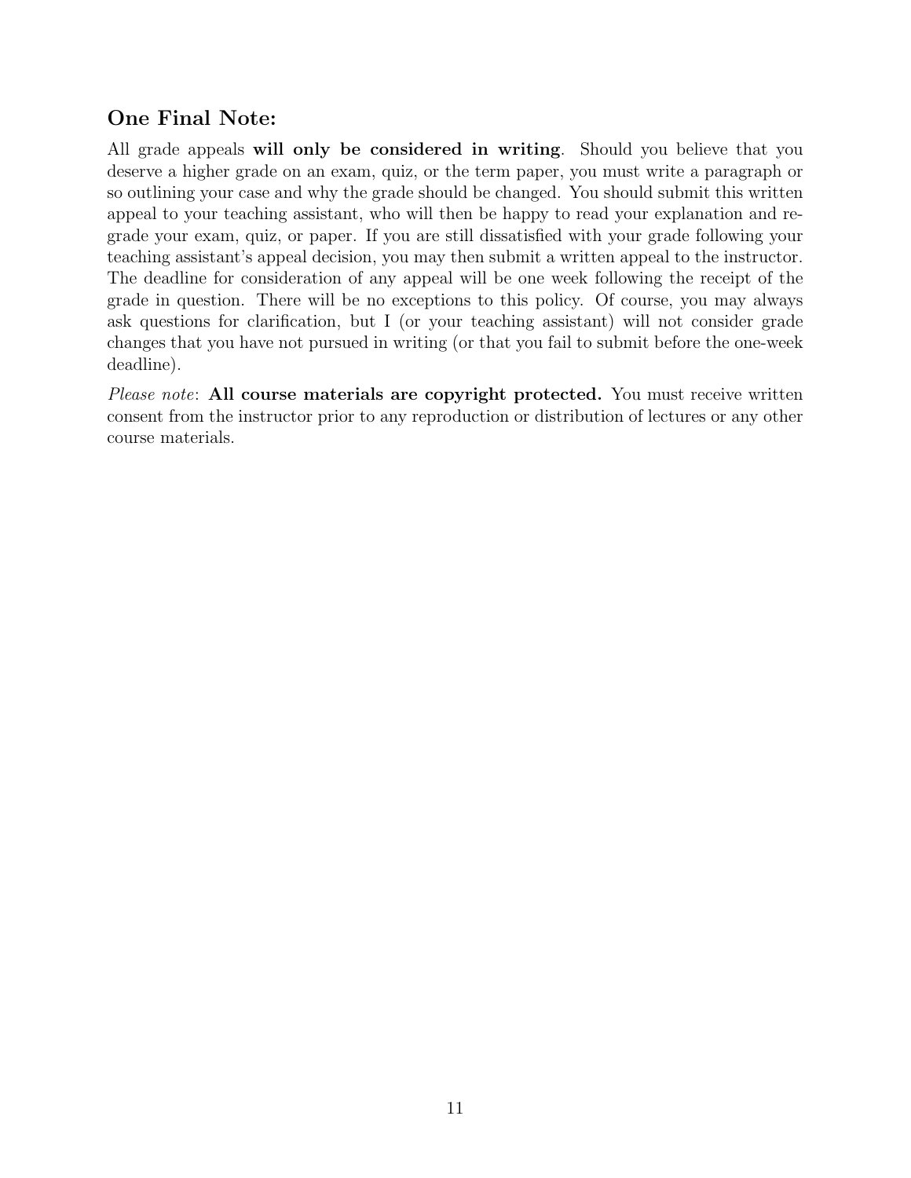## One Final Note:

All grade appeals **will only be considered in writing**. Should you believe that you deserve a higher grade on an exam, quiz, or the term paper, you must write a paragraph or so outlining your case and why the grade should be changed. You should submit this written appeal to your teaching assistant, who will then be happy to read your explanation and re-grade your exam, quiz, or paper. If you are still dissatisfied with your grade following your teaching assistant's appeal decision, you may then submit a written appeal to the instructor. The deadline for consideration of any appeal will be one week following the receipt of the grade in question. There will be no exceptions to this policy. Of course, you may always ask questions for clarification, but I (or your teaching assistant) will not consider grade changes that you have not pursued in writing (or that you fail to submit before the one-week deadline).

*Please note*: **All course materials are copyright protected.** You must receive written consent from the instructor prior to any reproduction or distribution of lectures or any other course materials.